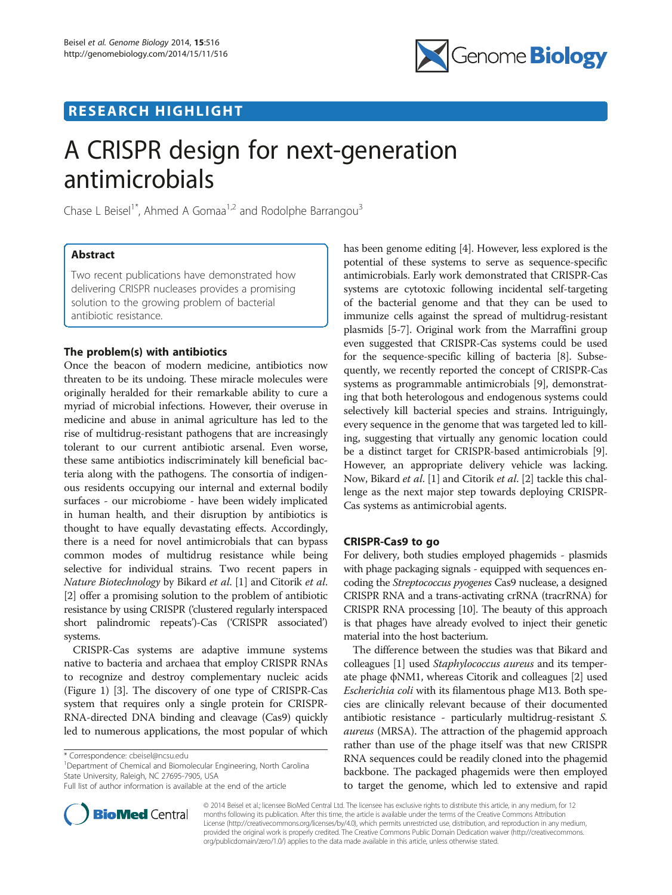## RESEARCH HIGHLIGHT

# A CRISPR design for next-generation antimicrobials

Chase L Beisel[1*], Ahmed A Gomaa[1,2] and Rodolphe Barrangou[3]

### Abstract

Two recent publications have demonstrated how delivering CRISPR nucleases provides a promising solution to the growing problem of bacterial antibiotic resistance.

### The problem(s) with antibiotics

Once the beacon of modern medicine, antibiotics now threaten to be its undoing. These miracle molecules were originally heralded for their remarkable ability to cure a myriad of microbial infections. However, their overuse in medicine and abuse in animal agriculture has led to the rise of multidrug-resistant pathogens that are increasingly tolerant to our current antibiotic arsenal. Even worse, these same antibiotics indiscriminately kill beneficial bacteria along with the pathogens. The consortia of indigenous residents occupying our internal and external bodily surfaces - our microbiome - have been widely implicated in human health, and their disruption by antibiotics is thought to have equally devastating effects. Accordingly, there is a need for novel antimicrobials that can bypass common modes of multidrug resistance while being selective for individual strains. Two recent papers in *Nature Biotechnology* by Bikard *et al*. [1] and Citorik *et al*. [2] offer a promising solution to the problem of antibiotic resistance by using CRISPR ('clustered regularly interspaced short palindromic repeats')-Cas ('CRISPR associated') systems.

CRISPR-Cas systems are adaptive immune systems native to bacteria and archaea that employ CRISPR RNAs to recognize and destroy complementary nucleic acids (Figure 1) [3]. The discovery of one type of CRISPR-Cas system that requires only a single protein for CRISPR-RNA-directed DNA binding and cleavage (Cas9) quickly led to numerous applications, the most popular of which has been genome editing [4]. However, less explored is the potential of these systems to serve as sequence-specific antimicrobials. Early work demonstrated that CRISPR-Cas systems are cytotoxic following incidental self-targeting of the bacterial genome and that they can be used to immunize cells against the spread of multidrug-resistant plasmids [5-7]. Original work from the Marraffini group even suggested that CRISPR-Cas systems could be used for the sequence-specific killing of bacteria [8]. Subsequently, we recently reported the concept of CRISPR-Cas systems as programmable antimicrobials [9], demonstrating that both heterologous and endogenous systems could selectively kill bacterial species and strains. Intriguingly, every sequence in the genome that was targeted led to killing, suggesting that virtually any genomic location could be a distinct target for CRISPR-based antimicrobials [9]. However, an appropriate delivery vehicle was lacking. Now, Bikard *et al*. [1] and Citorik *et al*. [2] tackle this challenge as the next major step towards deploying CRISPR-Cas systems as antimicrobial agents.

### CRISPR-Cas9 to go

For delivery, both studies employed phagemids - plasmids with phage packaging signals - equipped with sequences encoding the *Streptococcus pyogenes* Cas9 nuclease, a designed CRISPR RNA and a trans-activating crRNA (tracrRNA) for CRISPR RNA processing [10]. The beauty of this approach is that phages have already evolved to inject their genetic material into the host bacterium.

The difference between the studies was that Bikard and colleagues [1] used *Staphylococcus aureus* and its temperate phage ϕNM1, whereas Citorik and colleagues [2] used *Escherichia coli* with its filamentous phage M13. Both species are clinically relevant because of their documented antibiotic resistance - particularly multidrug-resistant *S. aureus* (MRSA). The attraction of the phagemid approach rather than use of the phage itself was that new CRISPR RNA sequences could be readily cloned into the phagemid backbone. The packaged phagemids were then employed to target the genome, which led to extensive and rapid

\* Correspondence: cbeisel@ncsu.edu
[1]Department of Chemical and Biomolecular Engineering, North Carolina State University, Raleigh, NC 27695-7905, USA
Full list of author information is available at the end of the article

© 2014 Beisel et al.; licensee BioMed Central Ltd. The licensee has exclusive rights to distribute this article, in any medium, for 12 months following its publication. After this time, the article is available under the terms of the Creative Commons Attribution License (http://creativecommons.org/licenses/by/4.0), which permits unrestricted use, distribution, and reproduction in any medium, provided the original work is properly credited. The Creative Commons Public Domain Dedication waiver (http://creativecommons.org/publicdomain/zero/1.0/) applies to the data made available in this article, unless otherwise stated.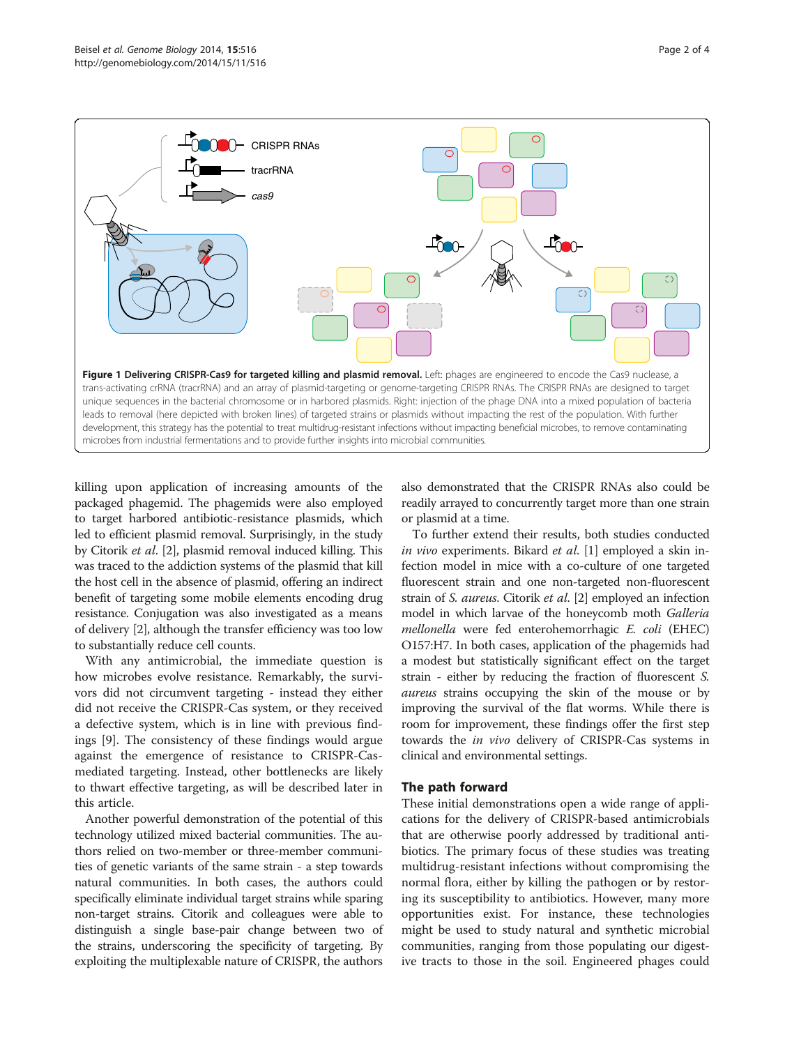**Figure 1 Delivering CRISPR-Cas9 for targeted killing and plasmid removal.** Left: phages are engineered to encode the Cas9 nuclease, a trans-activating crRNA (tracrRNA) and an array of plasmid-targeting or genome-targeting CRISPR RNAs. The CRISPR RNAs are designed to target unique sequences in the bacterial chromosome or in harbored plasmids. Right: injection of the phage DNA into a mixed population of bacteria leads to removal (here depicted with broken lines) of targeted strains or plasmids without impacting the rest of the population. With further development, this strategy has the potential to treat multidrug-resistant infections without impacting beneficial microbes, to remove contaminating microbes from industrial fermentations and to provide further insights into microbial communities.

killing upon application of increasing amounts of the packaged phagemid. The phagemids were also employed to target harbored antibiotic-resistance plasmids, which led to efficient plasmid removal. Surprisingly, in the study by Citorik *et al.* [2], plasmid removal induced killing. This was traced to the addiction systems of the plasmid that kill the host cell in the absence of plasmid, offering an indirect benefit of targeting some mobile elements encoding drug resistance. Conjugation was also investigated as a means of delivery [2], although the transfer efficiency was too low to substantially reduce cell counts.

With any antimicrobial, the immediate question is how microbes evolve resistance. Remarkably, the survivors did not circumvent targeting - instead they either did not receive the CRISPR-Cas system, or they received a defective system, which is in line with previous findings [9]. The consistency of these findings would argue against the emergence of resistance to CRISPR-Cas-mediated targeting. Instead, other bottlenecks are likely to thwart effective targeting, as will be described later in this article.

Another powerful demonstration of the potential of this technology utilized mixed bacterial communities. The authors relied on two-member or three-member communities of genetic variants of the same strain - a step towards natural communities. In both cases, the authors could specifically eliminate individual target strains while sparing non-target strains. Citorik and colleagues were able to distinguish a single base-pair change between two of the strains, underscoring the specificity of targeting. By exploiting the multiplexable nature of CRISPR, the authors also demonstrated that the CRISPR RNAs also could be readily arrayed to concurrently target more than one strain or plasmid at a time.

To further extend their results, both studies conducted *in vivo* experiments. Bikard *et al.* [1] employed a skin infection model in mice with a co-culture of one targeted fluorescent strain and one non-targeted non-fluorescent strain of *S. aureus*. Citorik *et al.* [2] employed an infection model in which larvae of the honeycomb moth *Galleria mellonella* were fed enterohemorrhagic *E. coli* (EHEC) O157:H7. In both cases, application of the phagemids had a modest but statistically significant effect on the target strain - either by reducing the fraction of fluorescent *S. aureus* strains occupying the skin of the mouse or by improving the survival of the flat worms. While there is room for improvement, these findings offer the first step towards the *in vivo* delivery of CRISPR-Cas systems in clinical and environmental settings.

## The path forward

These initial demonstrations open a wide range of applications for the delivery of CRISPR-based antimicrobials that are otherwise poorly addressed by traditional antibiotics. The primary focus of these studies was treating multidrug-resistant infections without compromising the normal flora, either by killing the pathogen or by restoring its susceptibility to antibiotics. However, many more opportunities exist. For instance, these technologies might be used to study natural and synthetic microbial communities, ranging from those populating our digestive tracts to those in the soil. Engineered phages could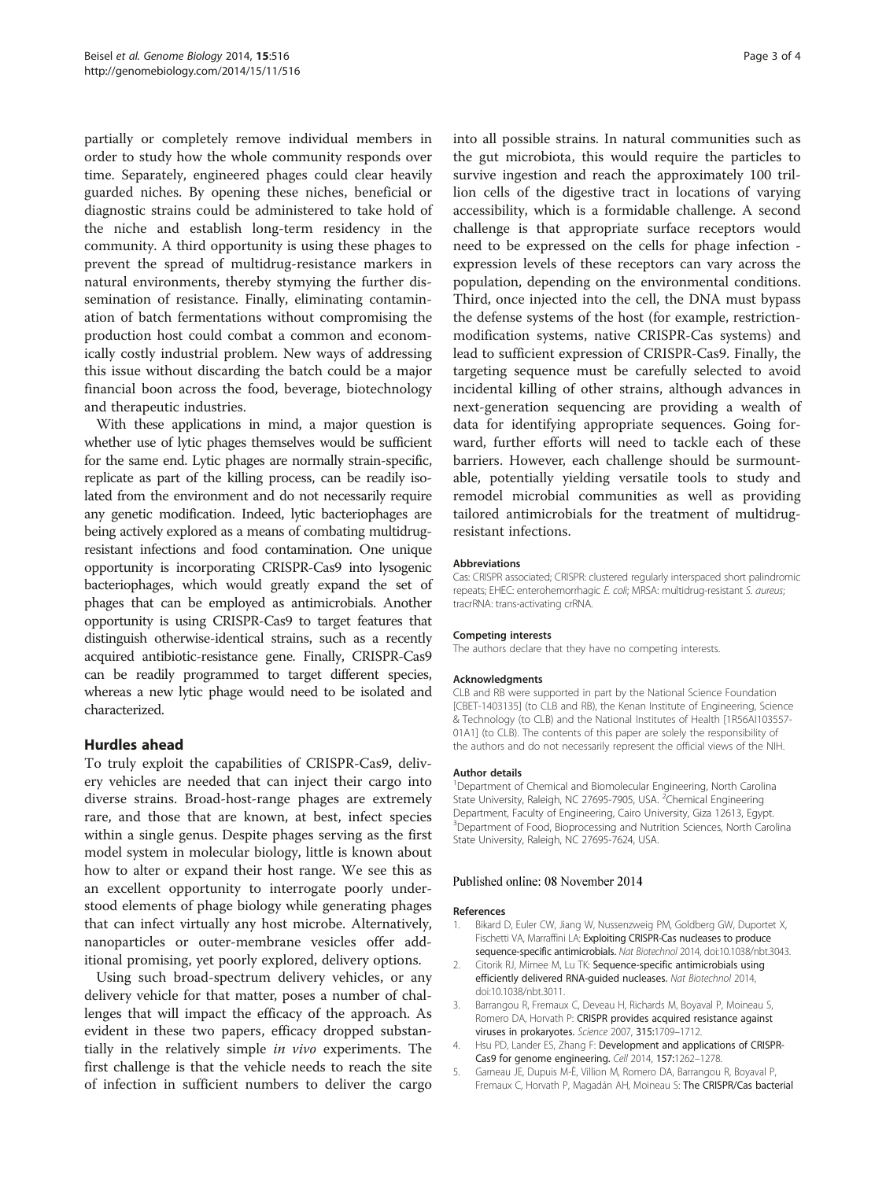partially or completely remove individual members in order to study how the whole community responds over time. Separately, engineered phages could clear heavily guarded niches. By opening these niches, beneficial or diagnostic strains could be administered to take hold of the niche and establish long-term residency in the community. A third opportunity is using these phages to prevent the spread of multidrug-resistance markers in natural environments, thereby stymying the further dissemination of resistance. Finally, eliminating contamination of batch fermentations without compromising the production host could combat a common and economically costly industrial problem. New ways of addressing this issue without discarding the batch could be a major financial boon across the food, beverage, biotechnology and therapeutic industries.

With these applications in mind, a major question is whether use of lytic phages themselves would be sufficient for the same end. Lytic phages are normally strain-specific, replicate as part of the killing process, can be readily isolated from the environment and do not necessarily require any genetic modification. Indeed, lytic bacteriophages are being actively explored as a means of combating multidrug-resistant infections and food contamination. One unique opportunity is incorporating CRISPR-Cas9 into lysogenic bacteriophages, which would greatly expand the set of phages that can be employed as antimicrobials. Another opportunity is using CRISPR-Cas9 to target features that distinguish otherwise-identical strains, such as a recently acquired antibiotic-resistance gene. Finally, CRISPR-Cas9 can be readily programmed to target different species, whereas a new lytic phage would need to be isolated and characterized.

## Hurdles ahead

To truly exploit the capabilities of CRISPR-Cas9, delivery vehicles are needed that can inject their cargo into diverse strains. Broad-host-range phages are extremely rare, and those that are known, at best, infect species within a single genus. Despite phages serving as the first model system in molecular biology, little is known about how to alter or expand their host range. We see this as an excellent opportunity to interrogate poorly understood elements of phage biology while generating phages that can infect virtually any host microbe. Alternatively, nanoparticles or outer-membrane vesicles offer additional promising, yet poorly explored, delivery options.

Using such broad-spectrum delivery vehicles, or any delivery vehicle for that matter, poses a number of challenges that will impact the efficacy of the approach. As evident in these two papers, efficacy dropped substantially in the relatively simple *in vivo* experiments. The first challenge is that the vehicle needs to reach the site of infection in sufficient numbers to deliver the cargo into all possible strains. In natural communities such as the gut microbiota, this would require the particles to survive ingestion and reach the approximately 100 trillion cells of the digestive tract in locations of varying accessibility, which is a formidable challenge. A second challenge is that appropriate surface receptors would need to be expressed on the cells for phage infection - expression levels of these receptors can vary across the population, depending on the environmental conditions. Third, once injected into the cell, the DNA must bypass the defense systems of the host (for example, restriction-modification systems, native CRISPR-Cas systems) and lead to sufficient expression of CRISPR-Cas9. Finally, the targeting sequence must be carefully selected to avoid incidental killing of other strains, although advances in next-generation sequencing are providing a wealth of data for identifying appropriate sequences. Going forward, further efforts will need to tackle each of these barriers. However, each challenge should be surmountable, potentially yielding versatile tools to study and remodel microbial communities as well as providing tailored antimicrobials for the treatment of multidrug-resistant infections.

#### Abbreviations

Cas: CRISPR associated; CRISPR: clustered regularly interspaced short palindromic repeats; EHEC: enterohemorrhagic *E. coli*; MRSA: multidrug-resistant *S. aureus*; tracrRNA: trans-activating crRNA.

#### Competing interests

The authors declare that they have no competing interests.

#### Acknowledgments

CLB and RB were supported in part by the National Science Foundation [CBET-1403135] (to CLB and RB), the Kenan Institute of Engineering, Science & Technology (to CLB) and the National Institutes of Health [1R56AI103557-01A1] (to CLB). The contents of this paper are solely the responsibility of the authors and do not necessarily represent the official views of the NIH.

#### Author details

[1]Department of Chemical and Biomolecular Engineering, North Carolina State University, Raleigh, NC 27695-7905, USA. [2]Chemical Engineering Department, Faculty of Engineering, Cairo University, Giza 12613, Egypt. [3]Department of Food, Bioprocessing and Nutrition Sciences, North Carolina State University, Raleigh, NC 27695-7624, USA.

Published online: 08 November 2014

#### References

1. Bikard D, Euler CW, Jiang W, Nussenzweig PM, Goldberg GW, Duportet X, Fischetti VA, Marraffini LA: **Exploiting CRISPR-Cas nucleases to produce sequence-specific antimicrobials.** *Nat Biotechnol* 2014, doi:10.1038/nbt.3043.
2. Citorik RJ, Mimee M, Lu TK: **Sequence-specific antimicrobials using efficiently delivered RNA-guided nucleases.** *Nat Biotechnol* 2014, doi:10.1038/nbt.3011.
3. Barrangou R, Fremaux C, Deveau H, Richards M, Boyaval P, Moineau S, Romero DA, Horvath P: **CRISPR provides acquired resistance against viruses in prokaryotes.** *Science* 2007, **315:**1709–1712.
4. Hsu PD, Lander ES, Zhang F: **Development and applications of CRISPR-Cas9 for genome engineering.** *Cell* 2014, **157:**1262–1278.
5. Garneau JE, Dupuis M-È, Villion M, Romero DA, Barrangou R, Boyaval P, Fremaux C, Horvath P, Magadán AH, Moineau S: **The CRISPR/Cas bacterial**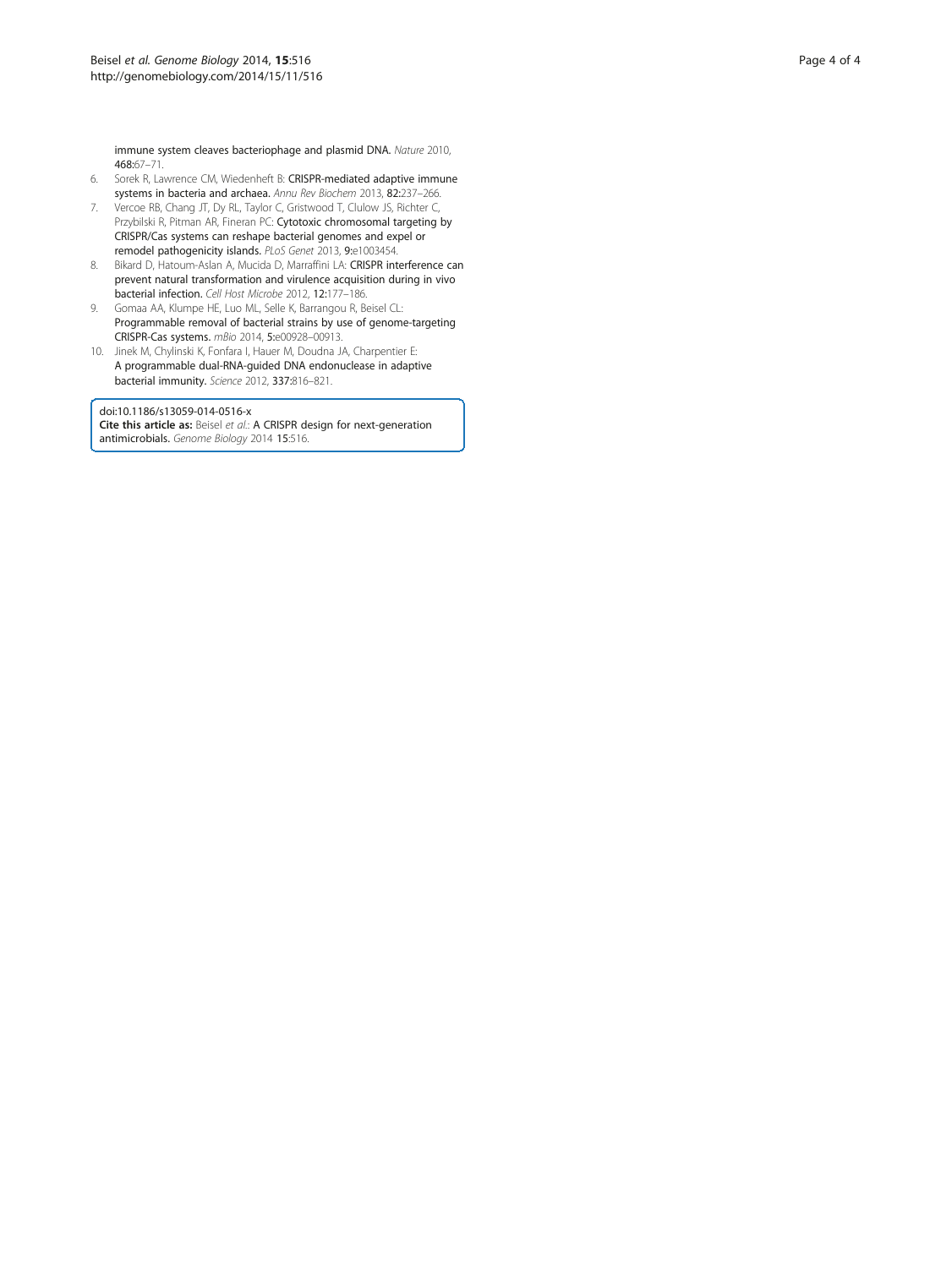immune system cleaves bacteriophage and plasmid DNA. *Nature* 2010, **468:**67–71.

6. Sorek R, Lawrence CM, Wiedenheft B: **CRISPR-mediated adaptive immune systems in bacteria and archaea.** *Annu Rev Biochem* 2013, **82:**237–266.
7. Vercoe RB, Chang JT, Dy RL, Taylor C, Gristwood T, Clulow JS, Richter C, Przybilski R, Pitman AR, Fineran PC: **Cytotoxic chromosomal targeting by CRISPR/Cas systems can reshape bacterial genomes and expel or remodel pathogenicity islands.** *PLoS Genet* 2013, **9:**e1003454.
8. Bikard D, Hatoum-Aslan A, Mucida D, Marraffini LA: **CRISPR interference can prevent natural transformation and virulence acquisition during in vivo bacterial infection.** *Cell Host Microbe* 2012, **12:**177–186.
9. Gomaa AA, Klumpe HE, Luo ML, Selle K, Barrangou R, Beisel CL: **Programmable removal of bacterial strains by use of genome-targeting CRISPR-Cas systems.** *mBio* 2014, **5:**e00928–00913.
10. Jinek M, Chylinski K, Fonfara I, Hauer M, Doudna JA, Charpentier E: **A programmable dual-RNA-guided DNA endonuclease in adaptive bacterial immunity.** *Science* 2012, **337:**816–821.

doi:10.1186/s13059-014-0516-x
**Cite this article as:** Beisel *et al.*: **A CRISPR design for next-generation antimicrobials.** *Genome Biology* 2014 **15**:516.